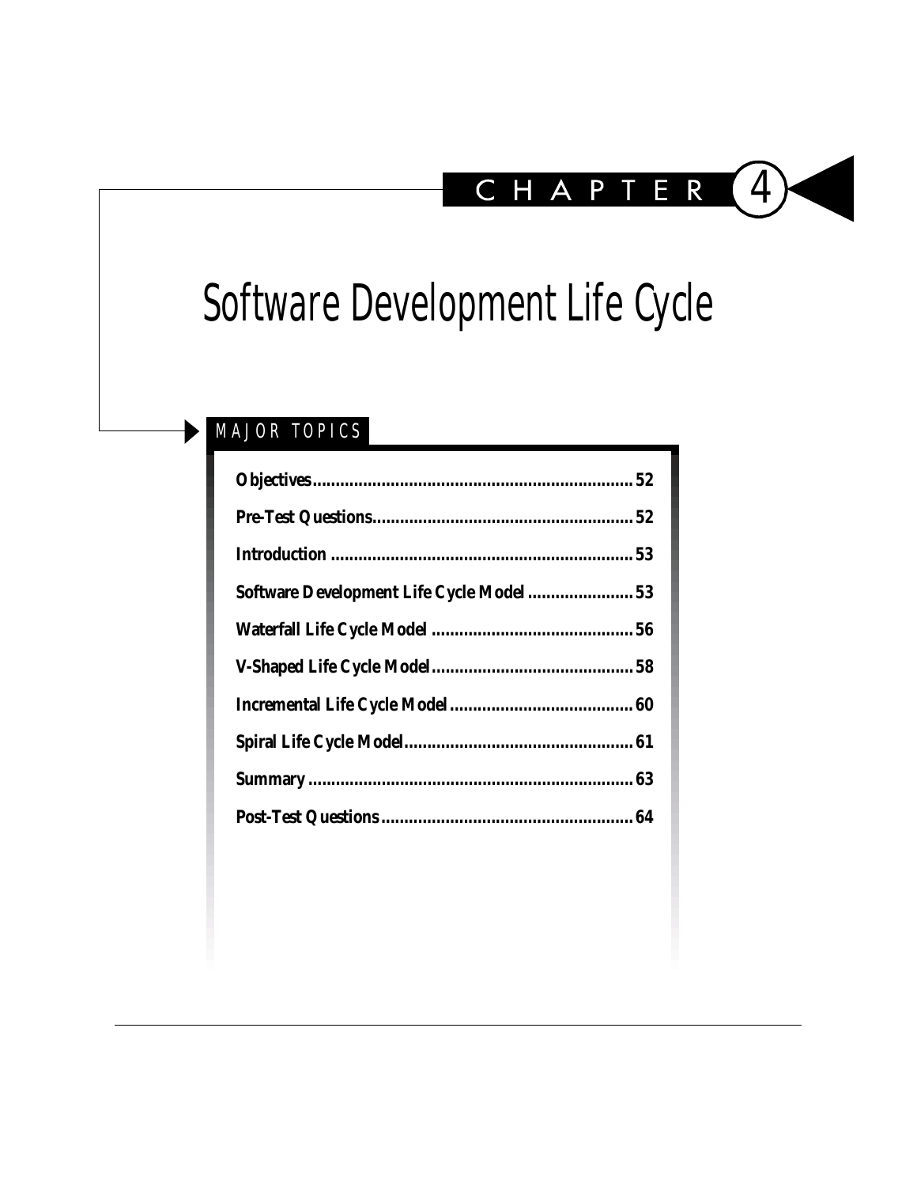# CHAPTER 4

# Software Development Life Cycle

## MAJOR TOPICS

**Objectives** .................................................................... **52**

**Pre-Test Questions** ........................................................ **52**

**Introduction** ................................................................ **53**

**Software Development Life Cycle Model** ....................... **53**

**Waterfall Life Cycle Model** ........................................... **56**

**V-Shaped Life Cycle Model** ........................................... **58**

**Incremental Life Cycle Model** ....................................... **60**

**Spiral Life Cycle Model** ................................................ **61**

**Summary** ..................................................................... **63**

**Post-Test Questions** ...................................................... **64**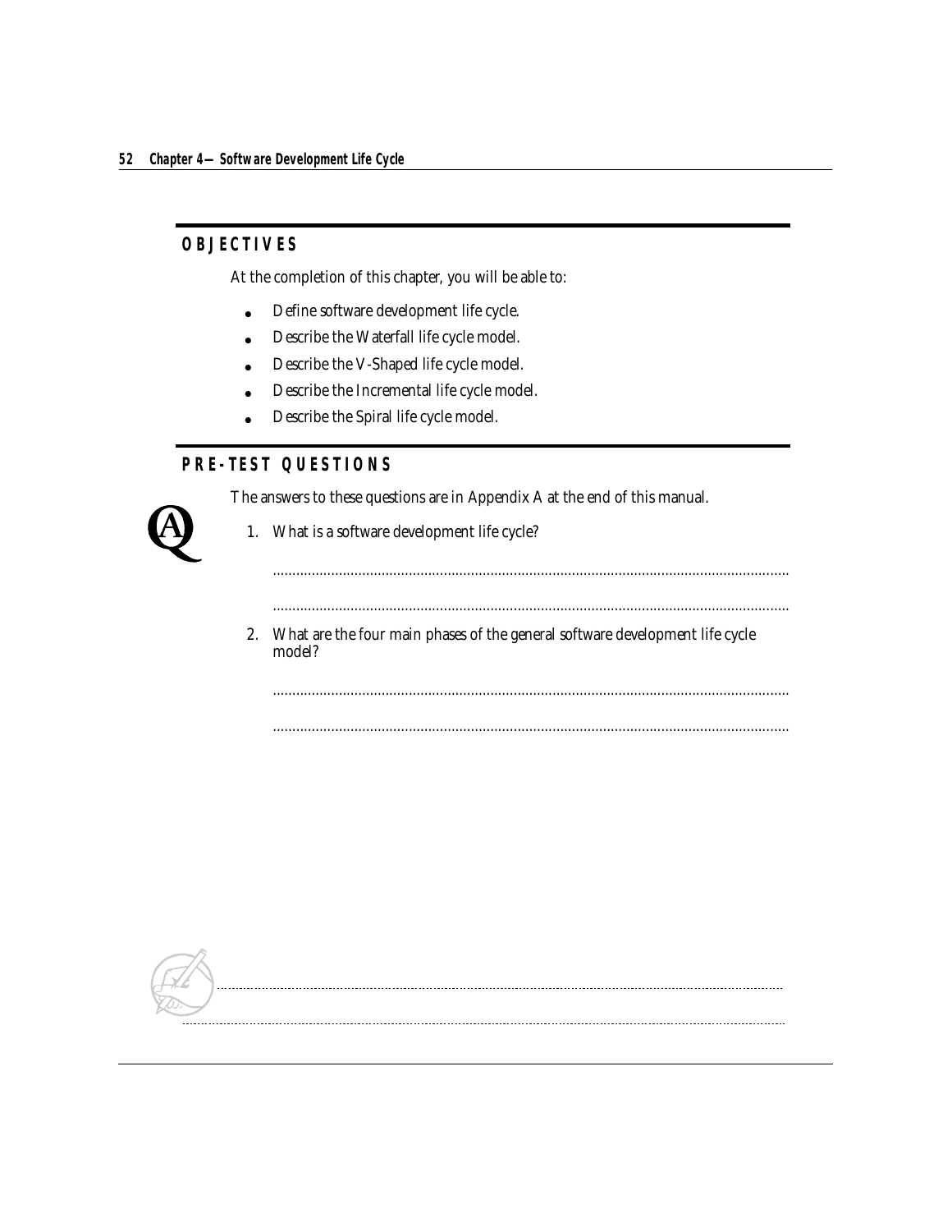## OBJECTIVES

At the completion of this chapter, you will be able to:

- Define software development life cycle.
- Describe the Waterfall life cycle model.
- Describe the V-Shaped life cycle model.
- Describe the Incremental life cycle model.
- Describe the Spiral life cycle model.

## PRE-TEST QUESTIONS

The answers to these questions are in Appendix A at the end of this manual.

1. What is a software development life cycle?

   ....................................................................................................................................

   ....................................................................................................................................

2. What are the four main phases of the general software development life cycle model?

   ....................................................................................................................................

   ....................................................................................................................................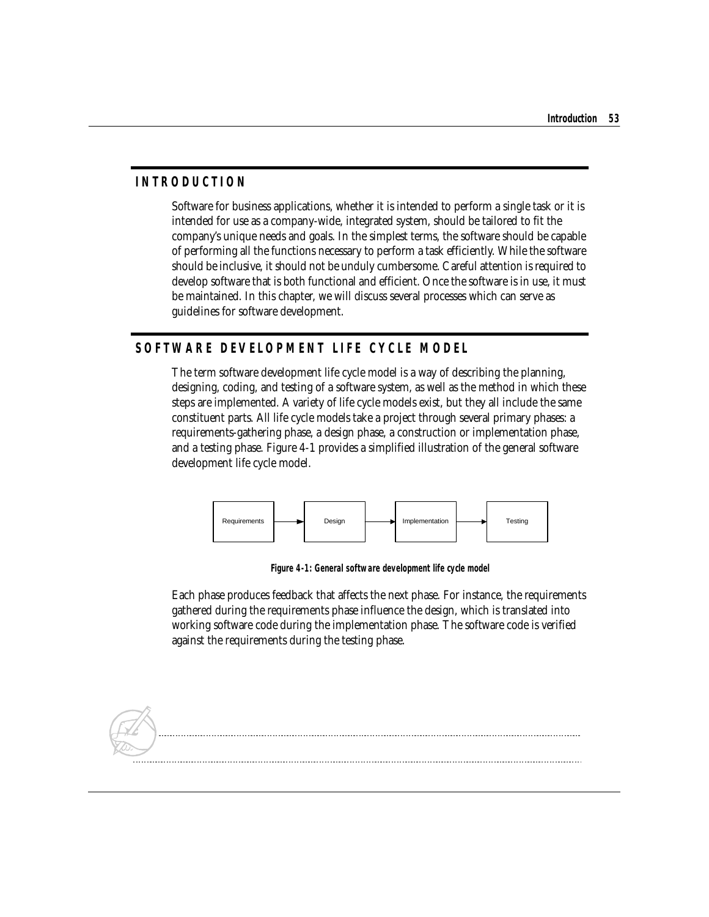## INTRODUCTION

Software for business applications, whether it is intended to perform a single task or it is intended for use as a company-wide, integrated system, should be tailored to fit the company's unique needs and goals. In the simplest terms, the software should be capable of performing all the functions necessary to perform a task efficiently. While the software should be inclusive, it should not be unduly cumbersome. Careful attention is required to develop software that is both functional and efficient. Once the software is in use, it must be maintained. In this chapter, we will discuss several processes which can serve as guidelines for software development.

## SOFTWARE DEVELOPMENT LIFE CYCLE MODEL

The term software development life cycle model is a way of describing the planning, designing, coding, and testing of a software system, as well as the method in which these steps are implemented. A variety of life cycle models exist, but they all include the same constituent parts. All life cycle models take a project through several primary phases: a requirements-gathering phase, a design phase, a construction or implementation phase, and a testing phase. Figure 4-1 provides a simplified illustration of the general software development life cycle model.

Requirements → Design → Implementation → Testing

**Figure 4-1: General software development life cycle model**

Each phase produces feedback that affects the next phase. For instance, the requirements gathered during the requirements phase influence the design, which is translated into working software code during the implementation phase. The software code is verified against the requirements during the testing phase.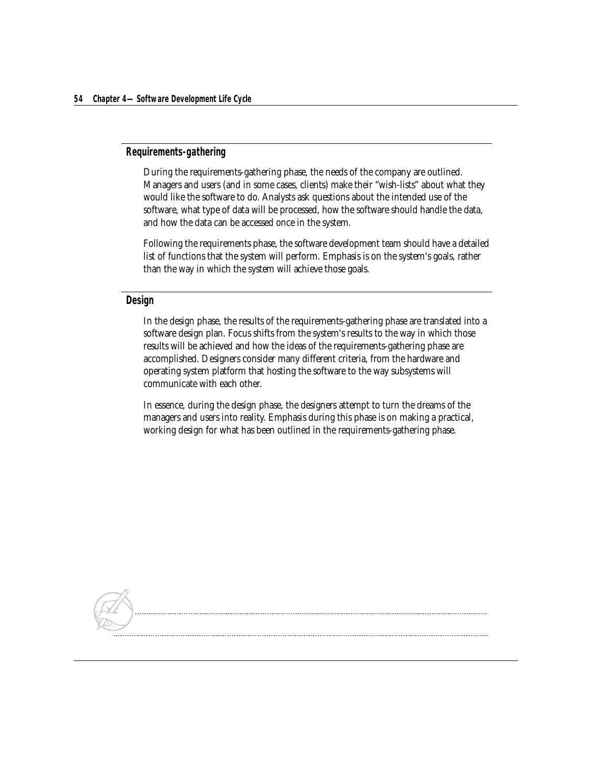## Requirements-gathering

During the requirements-gathering phase, the needs of the company are outlined. Managers and users (and in some cases, clients) make their "wish-lists" about what they would like the software to do. Analysts ask questions about the intended use of the software, what type of data will be processed, how the software should handle the data, and how the data can be accessed once in the system.

Following the requirements phase, the software development team should have a detailed list of functions that the system will perform. Emphasis is on the system's goals, rather than the way in which the system will achieve those goals.

## Design

In the design phase, the results of the requirements-gathering phase are translated into a software design plan. Focus shifts from the system's results to the way in which those results will be achieved and how the ideas of the requirements-gathering phase are accomplished. Designers consider many different criteria, from the hardware and operating system platform that hosting the software to the way subsystems will communicate with each other.

In essence, during the design phase, the designers attempt to turn the dreams of the managers and users into reality. Emphasis during this phase is on making a practical, working design for what has been outlined in the requirements-gathering phase.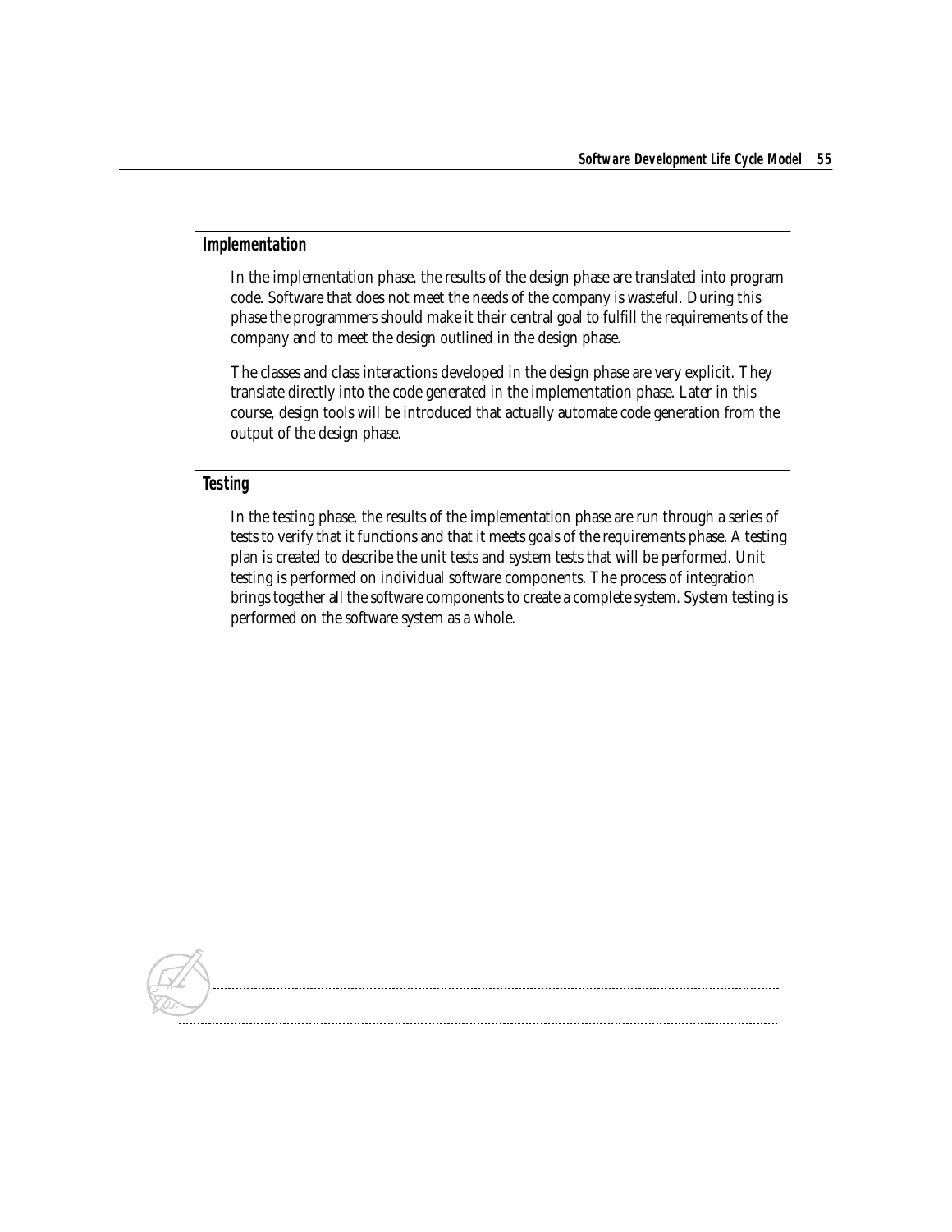## Implementation

In the implementation phase, the results of the design phase are translated into program code. Software that does not meet the needs of the company is wasteful. During this phase the programmers should make it their central goal to fulfill the requirements of the company and to meet the design outlined in the design phase.

The classes and class interactions developed in the design phase are very explicit. They translate directly into the code generated in the implementation phase. Later in this course, design tools will be introduced that actually automate code generation from the output of the design phase.

## Testing

In the testing phase, the results of the implementation phase are run through a series of tests to verify that it functions and that it meets goals of the requirements phase. A testing plan is created to describe the unit tests and system tests that will be performed. Unit testing is performed on individual software components. The process of integration brings together all the software components to create a complete system. System testing is performed on the software system as a whole.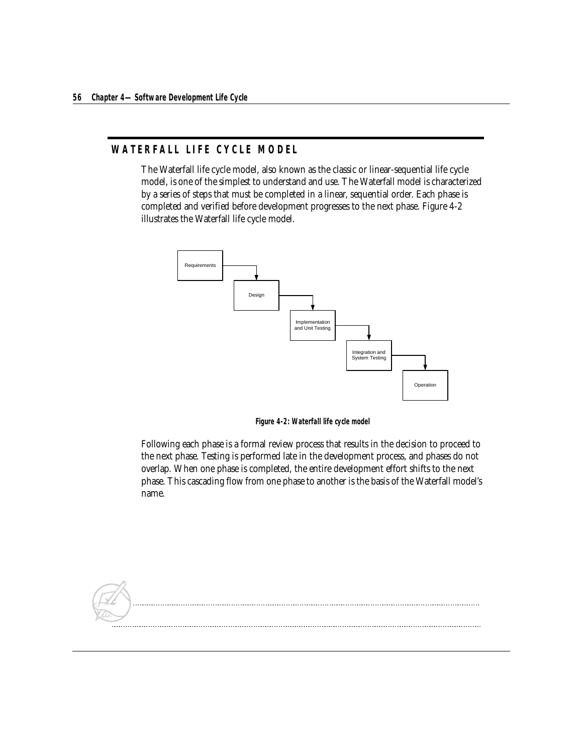## WATERFALL LIFE CYCLE MODEL

The Waterfall life cycle model, also known as the classic or linear-sequential life cycle model, is one of the simplest to understand and use. The Waterfall model is characterized by a series of steps that must be completed in a linear, sequential order. Each phase is completed and verified before development progresses to the next phase. Figure 4-2 illustrates the Waterfall life cycle model.

Requirements → Design → Implementation and Unit Testing → Integration and System Testing → Operation

**Figure 4-2: Waterfall life cycle model**

Following each phase is a formal review process that results in the decision to proceed to the next phase. Testing is performed late in the development process, and phases do not overlap. When one phase is completed, the entire development effort shifts to the next phase. This cascading flow from one phase to another is the basis of the Waterfall model's name.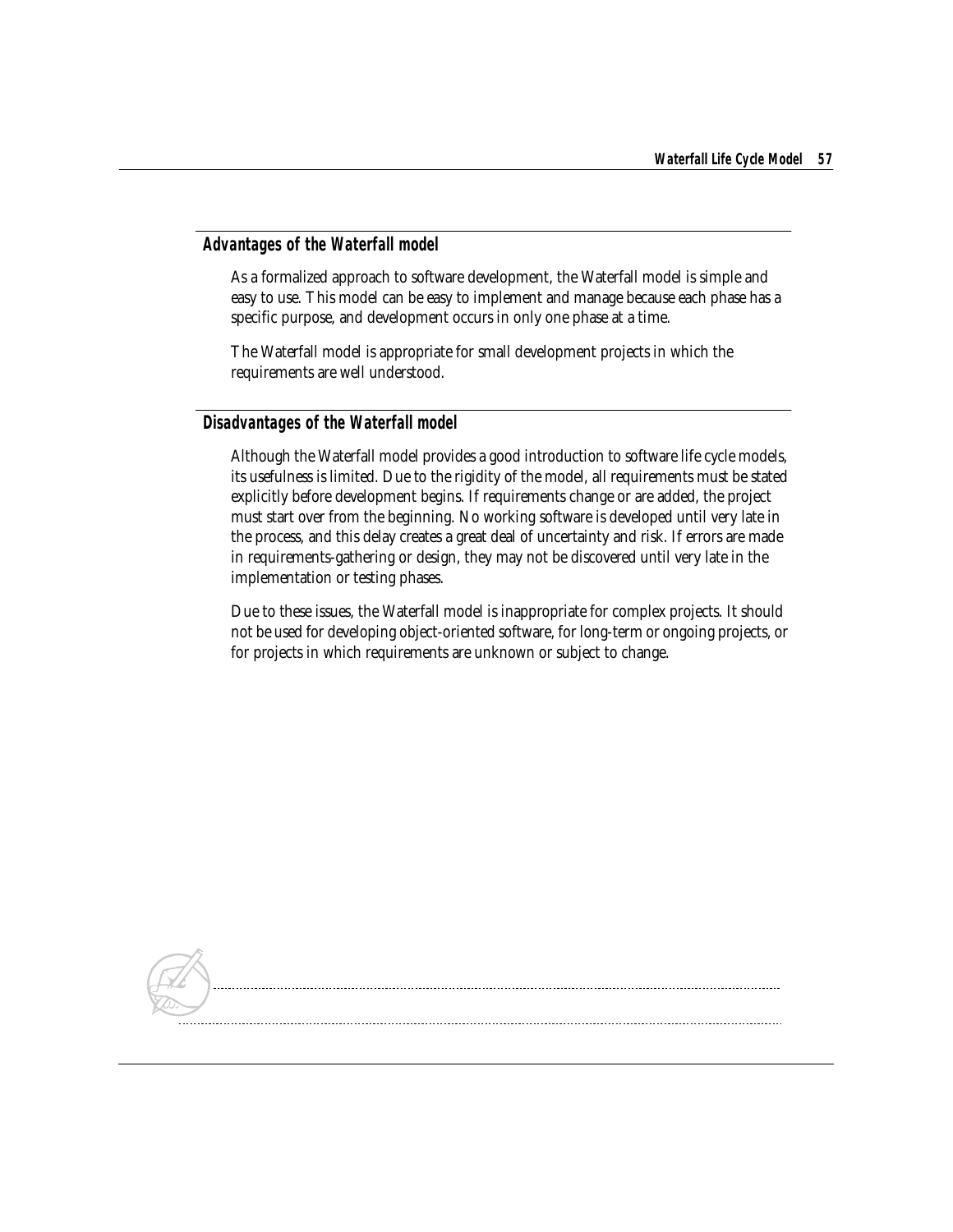## Advantages of the Waterfall model

As a formalized approach to software development, the Waterfall model is simple and easy to use. This model can be easy to implement and manage because each phase has a specific purpose, and development occurs in only one phase at a time.

The Waterfall model is appropriate for small development projects in which the requirements are well understood.

## Disadvantages of the Waterfall model

Although the Waterfall model provides a good introduction to software life cycle models, its usefulness is limited. Due to the rigidity of the model, all requirements must be stated explicitly before development begins. If requirements change or are added, the project must start over from the beginning. No working software is developed until very late in the process, and this delay creates a great deal of uncertainty and risk. If errors are made in requirements-gathering or design, they may not be discovered until very late in the implementation or testing phases.

Due to these issues, the Waterfall model is inappropriate for complex projects. It should not be used for developing object-oriented software, for long-term or ongoing projects, or for projects in which requirements are unknown or subject to change.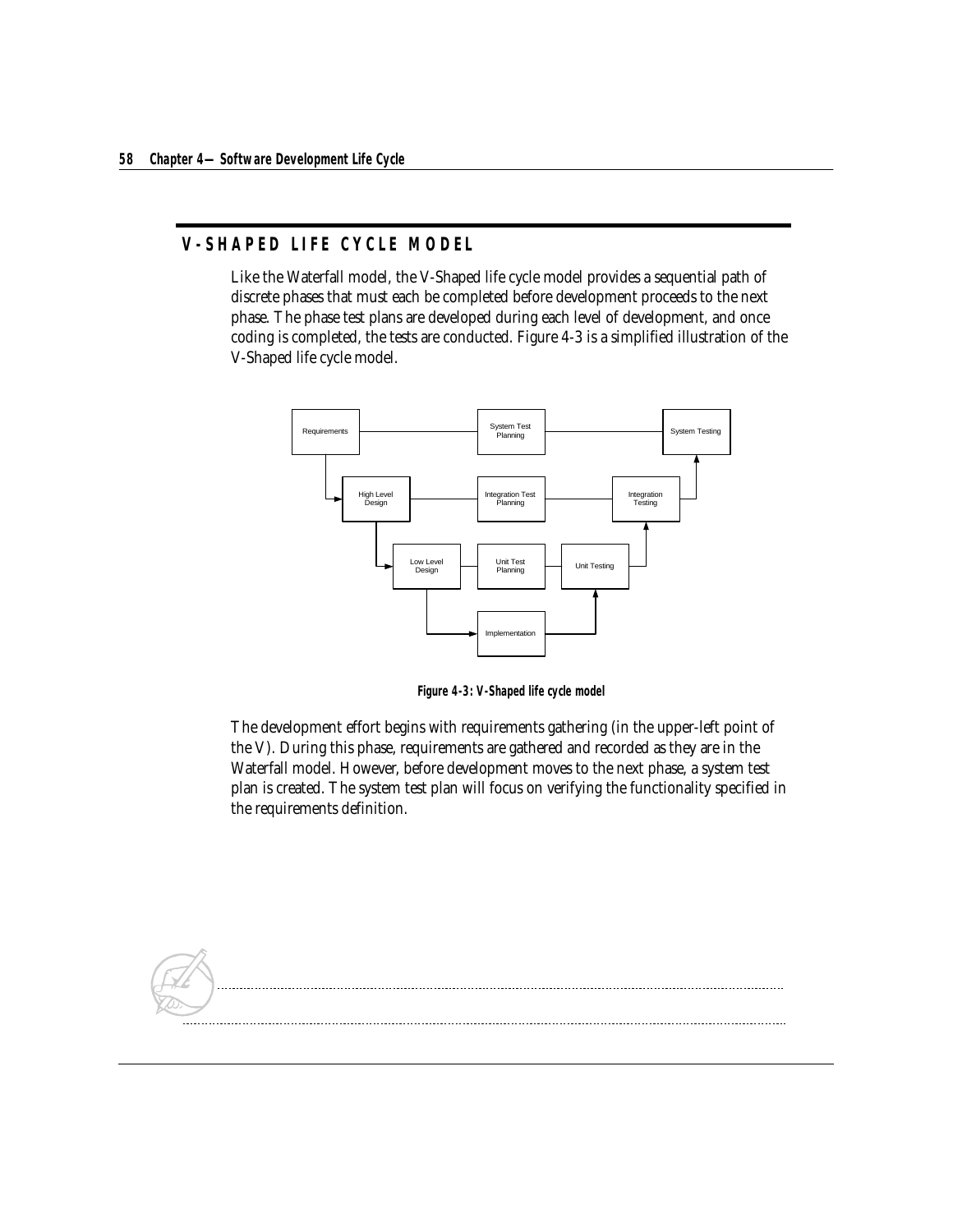## V-SHAPED LIFE CYCLE MODEL

Like the Waterfall model, the V-Shaped life cycle model provides a sequential path of discrete phases that must each be completed before development proceeds to the next phase. The phase test plans are developed during each level of development, and once coding is completed, the tests are conducted. Figure 4-3 is a simplified illustration of the V-Shaped life cycle model.

Requirements — System Test Planning — System Testing

High Level Design — Integration Test Planning — Integration Testing

Low Level Design — Unit Test Planning — Unit Testing

Implementation

**Figure 4-3: V-Shaped life cycle model**

The development effort begins with requirements gathering (in the upper-left point of the V). During this phase, requirements are gathered and recorded as they are in the Waterfall model. However, before development moves to the next phase, a system test plan is created. The system test plan will focus on verifying the functionality specified in the requirements definition.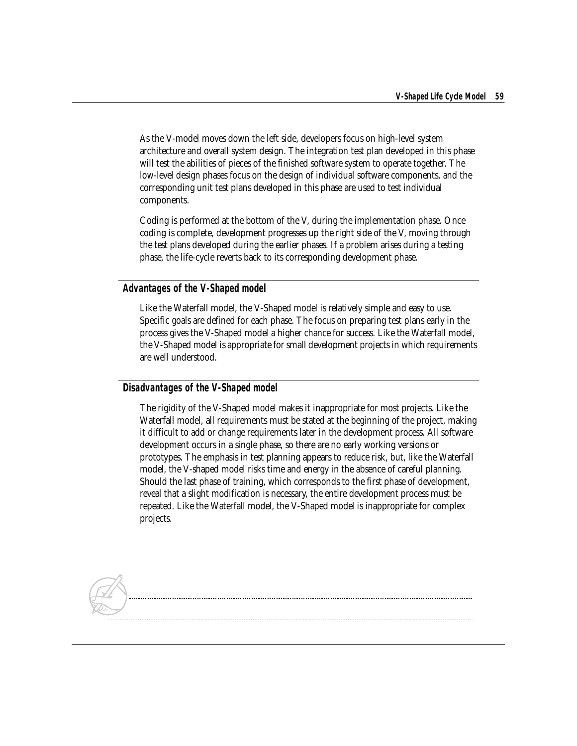As the V-model moves down the left side, developers focus on high-level system architecture and overall system design. The integration test plan developed in this phase will test the abilities of pieces of the finished software system to operate together. The low-level design phases focus on the design of individual software components, and the corresponding unit test plans developed in this phase are used to test individual components.

Coding is performed at the bottom of the V, during the implementation phase. Once coding is complete, development progresses up the right side of the V, moving through the test plans developed during the earlier phases. If a problem arises during a testing phase, the life-cycle reverts back to its corresponding development phase.

## Advantages of the V-Shaped model

Like the Waterfall model, the V-Shaped model is relatively simple and easy to use. Specific goals are defined for each phase. The focus on preparing test plans early in the process gives the V-Shaped model a higher chance for success. Like the Waterfall model, the V-Shaped model is appropriate for small development projects in which requirements are well understood.

## Disadvantages of the V-Shaped model

The rigidity of the V-Shaped model makes it inappropriate for most projects. Like the Waterfall model, all requirements must be stated at the beginning of the project, making it difficult to add or change requirements later in the development process. All software development occurs in a single phase, so there are no early working versions or prototypes. The emphasis in test planning appears to reduce risk, but, like the Waterfall model, the V-shaped model risks time and energy in the absence of careful planning. Should the last phase of training, which corresponds to the first phase of development, reveal that a slight modification is necessary, the entire development process must be repeated. Like the Waterfall model, the V-Shaped model is inappropriate for complex projects.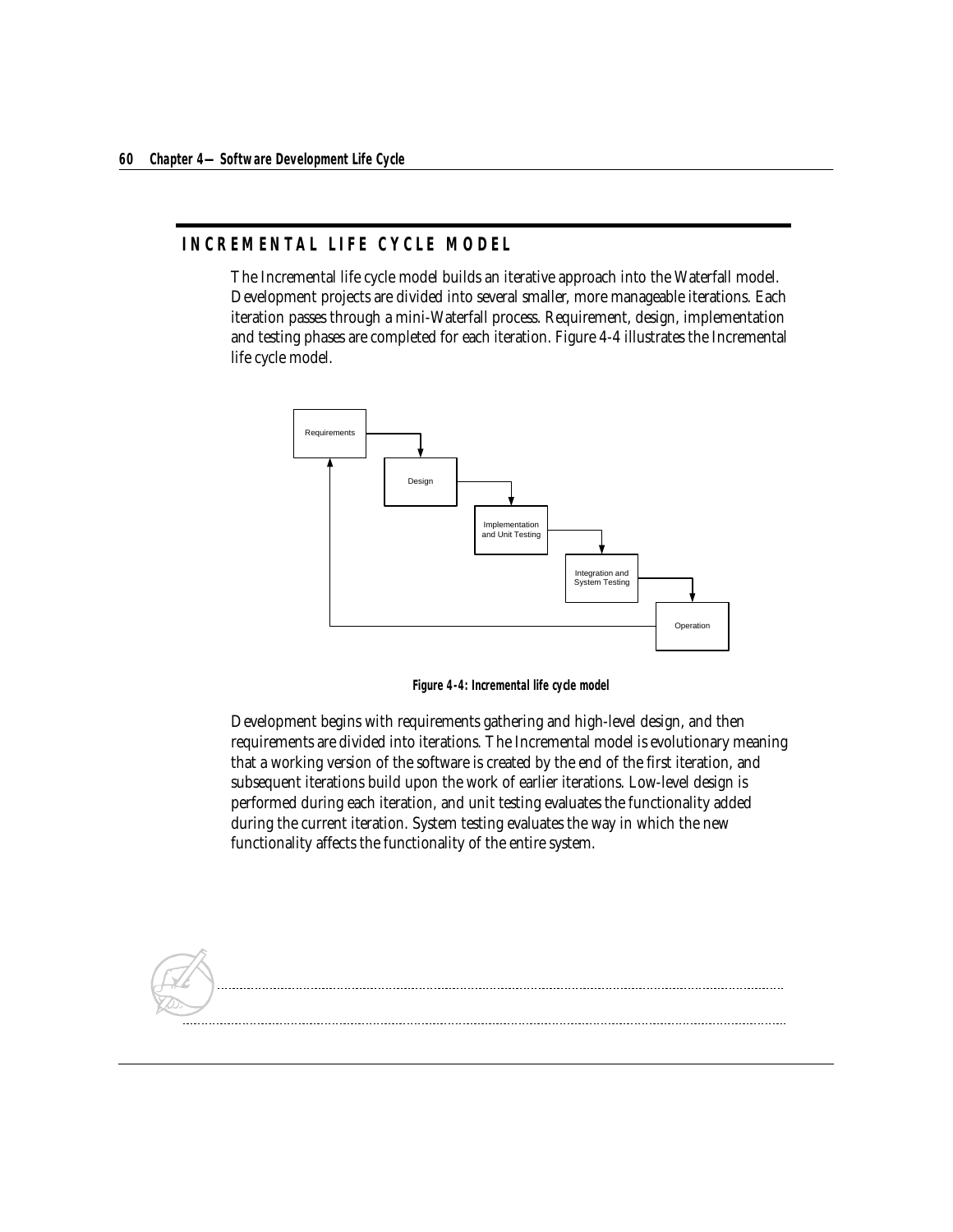## INCREMENTAL LIFE CYCLE MODEL

The Incremental life cycle model builds an iterative approach into the Waterfall model. Development projects are divided into several smaller, more manageable iterations. Each iteration passes through a mini-Waterfall process. Requirement, design, implementation and testing phases are completed for each iteration. Figure 4-4 illustrates the Incremental life cycle model.

Figure 4-4: Incremental life cycle model

Development begins with requirements gathering and high-level design, and then requirements are divided into iterations. The Incremental model is evolutionary meaning that a working version of the software is created by the end of the first iteration, and subsequent iterations build upon the work of earlier iterations. Low-level design is performed during each iteration, and unit testing evaluates the functionality added during the current iteration. System testing evaluates the way in which the new functionality affects the functionality of the entire system.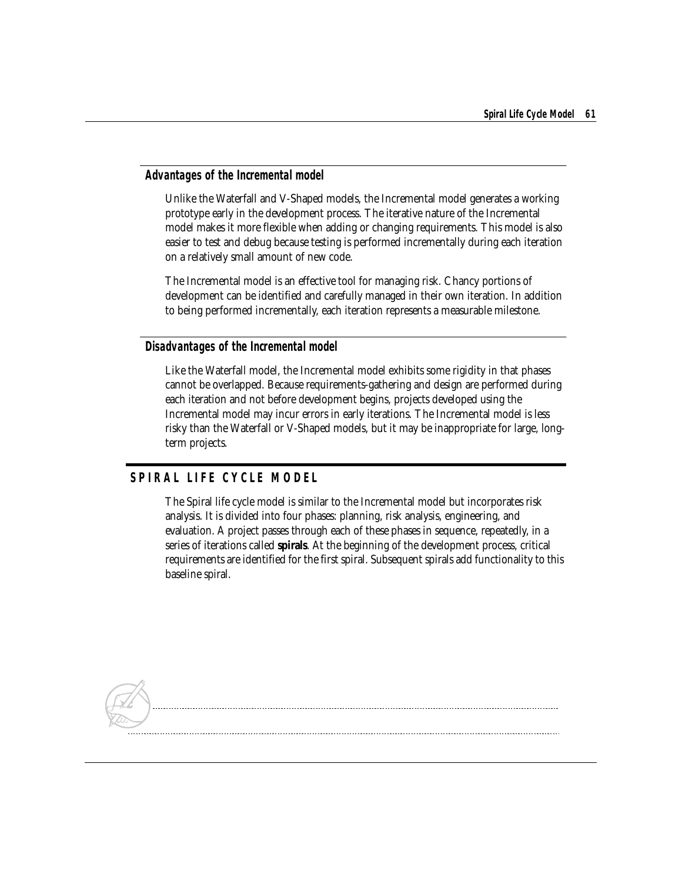### *Advantages of the Incremental model*

Unlike the Waterfall and V-Shaped models, the Incremental model generates a working prototype early in the development process. The iterative nature of the Incremental model makes it more flexible when adding or changing requirements. This model is also easier to test and debug because testing is performed incrementally during each iteration on a relatively small amount of new code.

The Incremental model is an effective tool for managing risk. Chancy portions of development can be identified and carefully managed in their own iteration. In addition to being performed incrementally, each iteration represents a measurable milestone.

### *Disadvantages of the Incremental model*

Like the Waterfall model, the Incremental model exhibits some rigidity in that phases cannot be overlapped. Because requirements-gathering and design are performed during each iteration and not before development begins, projects developed using the Incremental model may incur errors in early iterations. The Incremental model is less risky than the Waterfall or V-Shaped models, but it may be inappropriate for large, long-term projects.

## SPIRAL LIFE CYCLE MODEL

The Spiral life cycle model is similar to the Incremental model but incorporates risk analysis. It is divided into four phases: planning, risk analysis, engineering, and evaluation. A project passes through each of these phases in sequence, repeatedly, in a series of iterations called **spirals**. At the beginning of the development process, critical requirements are identified for the first spiral. Subsequent spirals add functionality to this baseline spiral.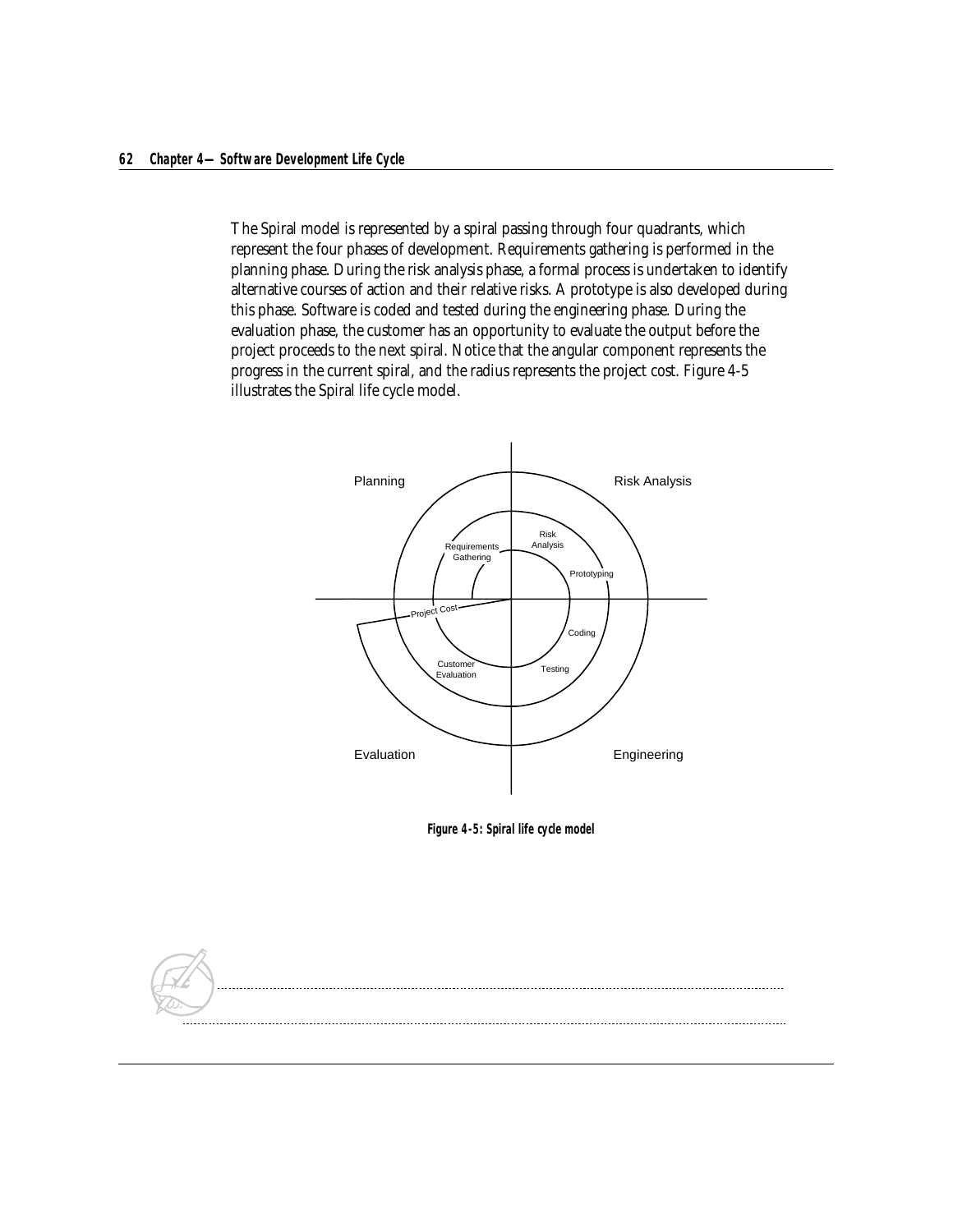The Spiral model is represented by a spiral passing through four quadrants, which represent the four phases of development. Requirements gathering is performed in the planning phase. During the risk analysis phase, a formal process is undertaken to identify alternative courses of action and their relative risks. A prototype is also developed during this phase. Software is coded and tested during the engineering phase. During the evaluation phase, the customer has an opportunity to evaluate the output before the project proceeds to the next spiral. Notice that the angular component represents the progress in the current spiral, and the radius represents the project cost. Figure 4-5 illustrates the Spiral life cycle model.

**Figure 4-5: Spiral life cycle model**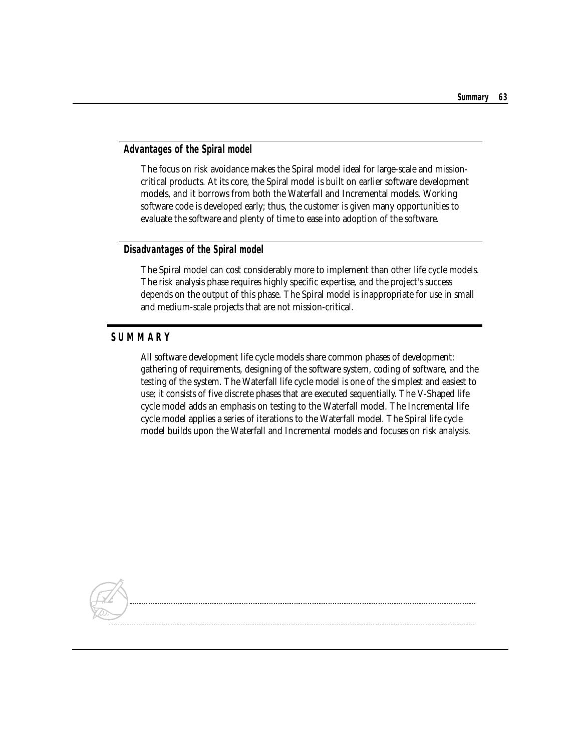### Advantages of the Spiral model

The focus on risk avoidance makes the Spiral model ideal for large-scale and mission-critical products. At its core, the Spiral model is built on earlier software development models, and it borrows from both the Waterfall and Incremental models. Working software code is developed early; thus, the customer is given many opportunities to evaluate the software and plenty of time to ease into adoption of the software.

### Disadvantages of the Spiral model

The Spiral model can cost considerably more to implement than other life cycle models. The risk analysis phase requires highly specific expertise, and the project's success depends on the output of this phase. The Spiral model is inappropriate for use in small and medium-scale projects that are not mission-critical.

## SUMMARY

All software development life cycle models share common phases of development: gathering of requirements, designing of the software system, coding of software, and the testing of the system. The Waterfall life cycle model is one of the simplest and easiest to use; it consists of five discrete phases that are executed sequentially. The V-Shaped life cycle model adds an emphasis on testing to the Waterfall model. The Incremental life cycle model applies a series of iterations to the Waterfall model. The Spiral life cycle model builds upon the Waterfall and Incremental models and focuses on risk analysis.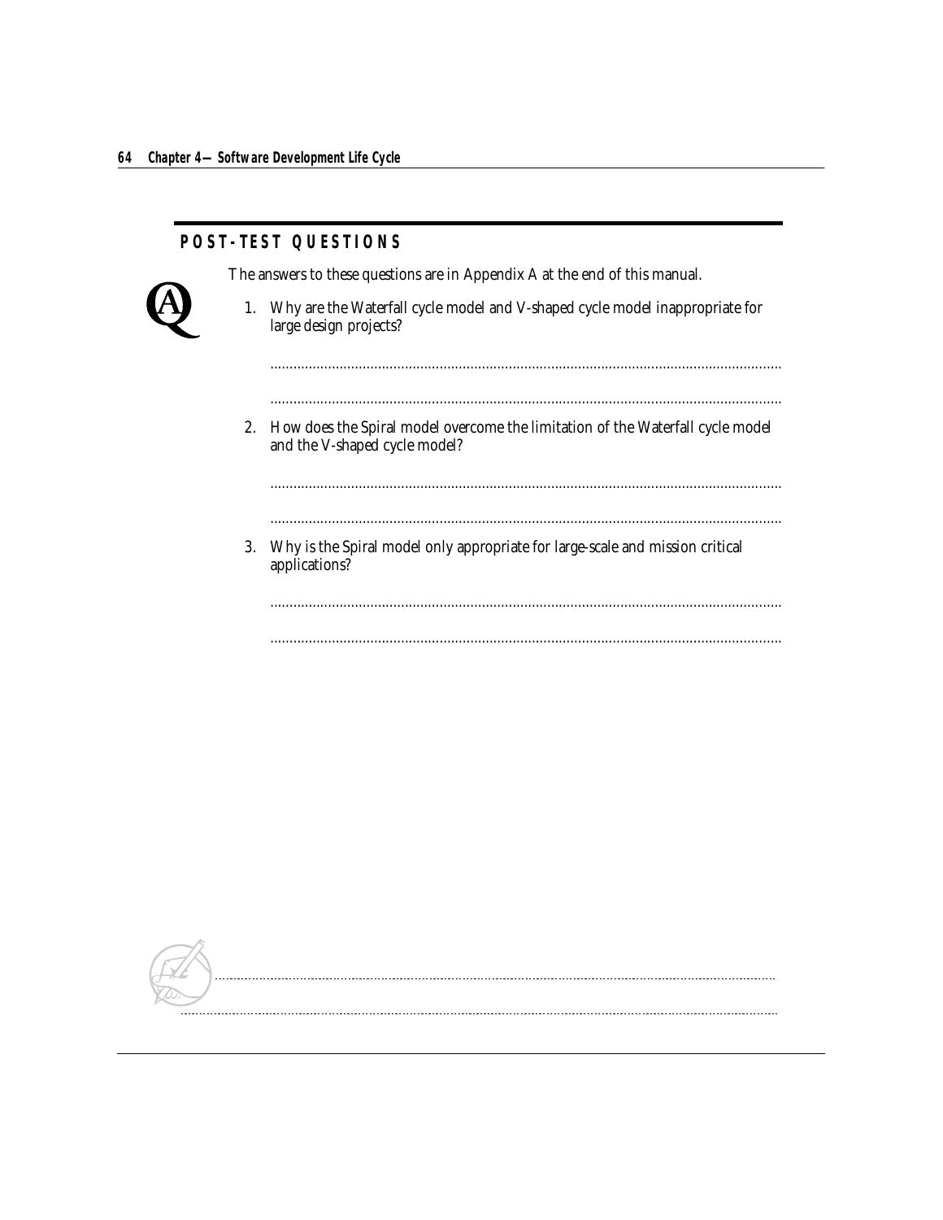## POST-TEST QUESTIONS

The answers to these questions are in Appendix A at the end of this manual.

1. Why are the Waterfall cycle model and V-shaped cycle model inappropriate for large design projects?

   ..............................................................................................................................

   ..............................................................................................................................

2. How does the Spiral model overcome the limitation of the Waterfall cycle model and the V-shaped cycle model?

   ..............................................................................................................................

   ..............................................................................................................................

3. Why is the Spiral model only appropriate for large-scale and mission critical applications?

   ..............................................................................................................................

   ..............................................................................................................................